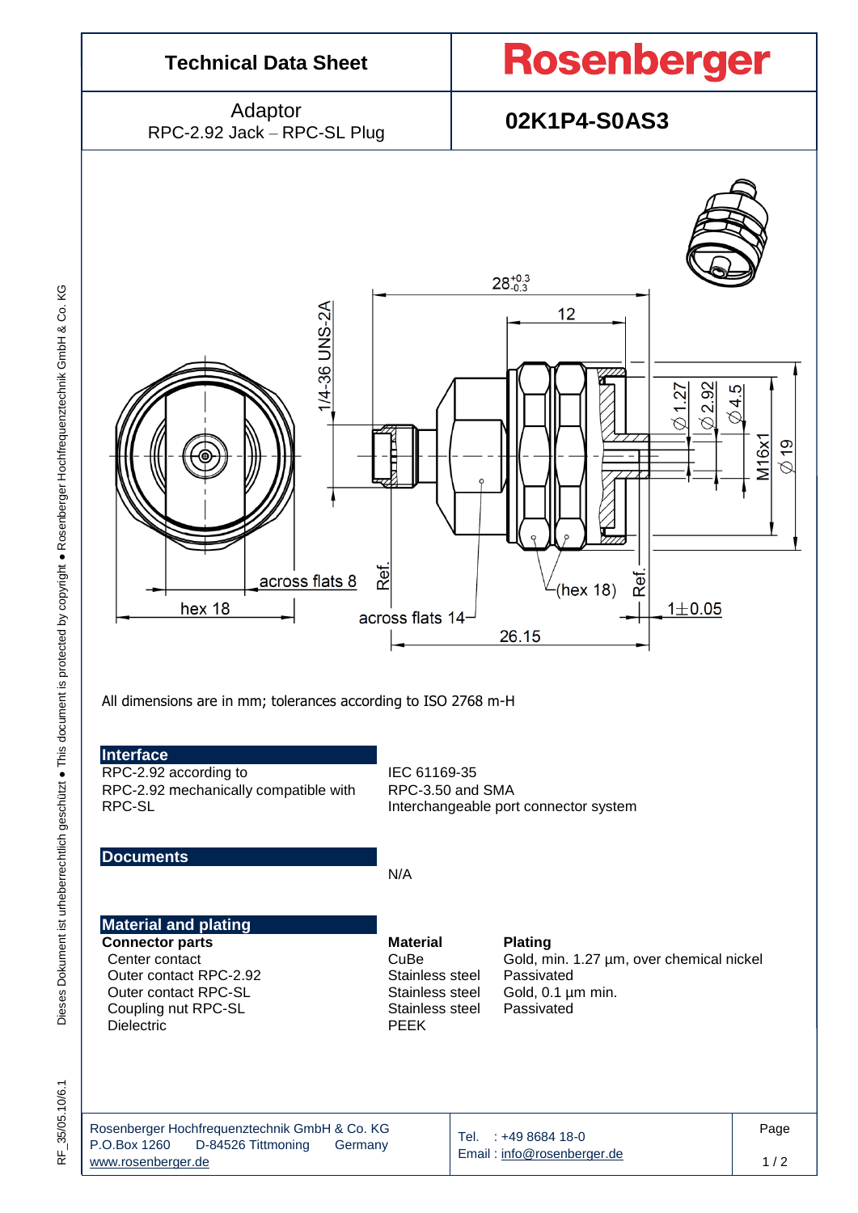| Technical Data Sheet | Rosenberger |
| --- | --- |
| Adaptor<br>RPC-2.92 Jack – RPC-SL Plug | **02K1P4-S0AS3** |

All dimensions are in mm; tolerances according to ISO 2768 m-H

## Interface

| | |
| --- | --- |
| RPC-2.92 according to | IEC 61169-35 |
| RPC-2.92 mechanically compatible with | RPC-3.50 and SMA |
| RPC-SL | Interchangeable port connector system |

## Documents

N/A

## Material and plating

| Connector parts | Material | Plating |
| --- | --- | --- |
| Center contact | CuBe | Gold, min. 1.27 µm, over chemical nickel |
| Outer contact RPC-2.92 | Stainless steel | Passivated |
| Outer contact RPC-SL | Stainless steel | Gold, 0.1 µm min. |
| Coupling nut RPC-SL | Stainless steel | Passivated |
| Dielectric | PEEK | |

Rosenberger Hochfrequenztechnik GmbH & Co. KG
P.O.Box 1260 D-84526 Tittmoning Germany
www.rosenberger.de

Tel. : +49 8684 18-0
Email : info@rosenberger.de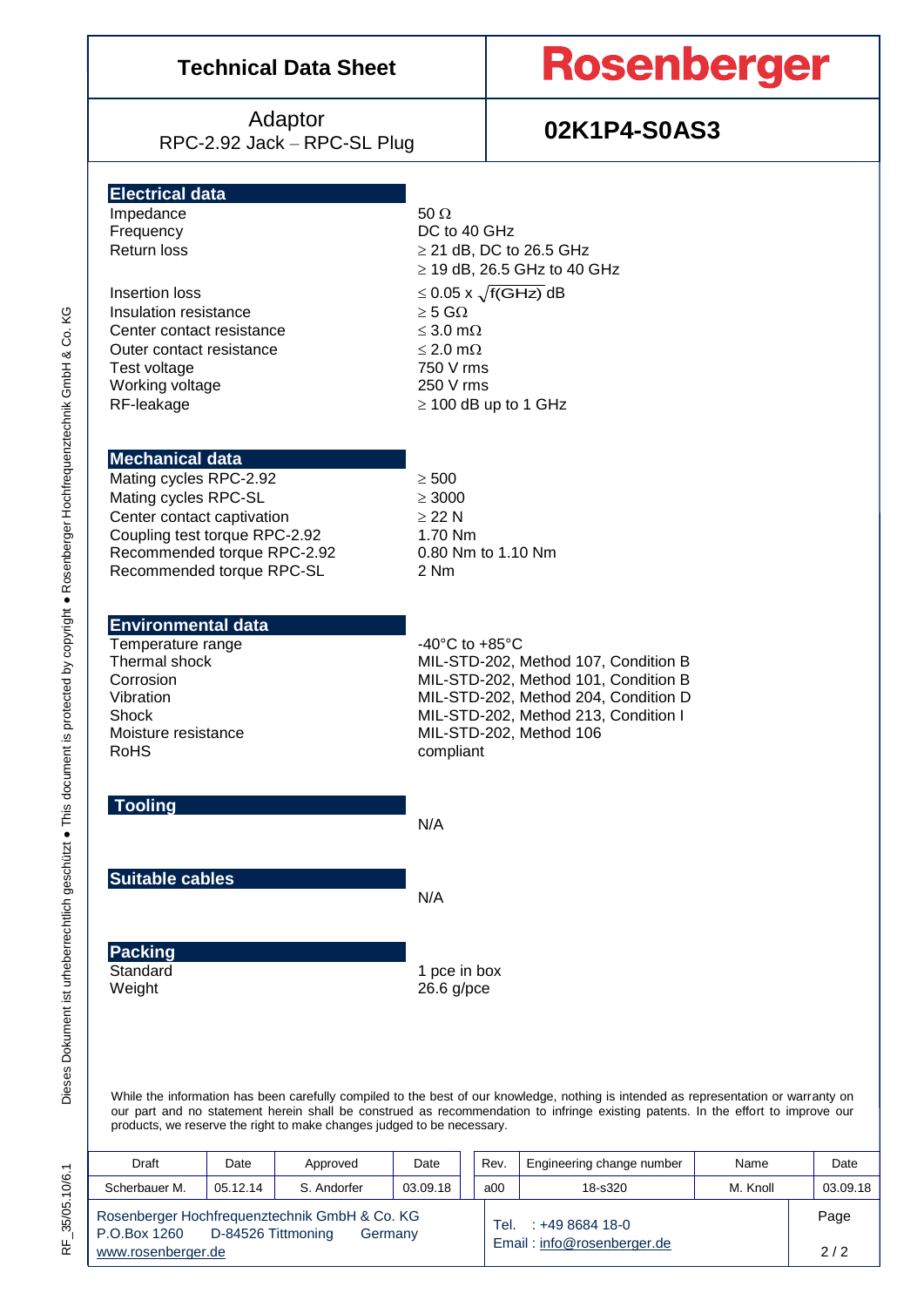# Technical Data Sheet

**Rosenberger**

Adaptor
RPC-2.92 Jack – RPC-SL Plug

**02K1P4-S0AS3**

## Electrical data

| | |
|---|---|
| Impedance | 50 Ω |
| Frequency | DC to 40 GHz |
| Return loss | ≥ 21 dB, DC to 26.5 GHz |
| | ≥ 19 dB, 26.5 GHz to 40 GHz |
| Insertion loss | ≤ 0.05 x $\sqrt{f(GHz)}$ dB |
| Insulation resistance | ≥ 5 GΩ |
| Center contact resistance | ≤ 3.0 mΩ |
| Outer contact resistance | ≤ 2.0 mΩ |
| Test voltage | 750 V rms |
| Working voltage | 250 V rms |
| RF-leakage | ≥ 100 dB up to 1 GHz |

## Mechanical data

| | |
|---|---|
| Mating cycles RPC-2.92 | ≥ 500 |
| Mating cycles RPC-SL | ≥ 3000 |
| Center contact captivation | ≥ 22 N |
| Coupling test torque RPC-2.92 | 1.70 Nm |
| Recommended torque RPC-2.92 | 0.80 Nm to 1.10 Nm |
| Recommended torque RPC-SL | 2 Nm |

## Environmental data

| | |
|---|---|
| Temperature range | -40°C to +85°C |
| Thermal shock | MIL-STD-202, Method 107, Condition B |
| Corrosion | MIL-STD-202, Method 101, Condition B |
| Vibration | MIL-STD-202, Method 204, Condition D |
| Shock | MIL-STD-202, Method 213, Condition I |
| Moisture resistance | MIL-STD-202, Method 106 |
| RoHS | compliant |

## Tooling

N/A

## Suitable cables

N/A

## Packing

| | |
|---|---|
| Standard | 1 pce in box |
| Weight | 26.6 g/pce |

While the information has been carefully compiled to the best of our knowledge, nothing is intended as representation or warranty on our part and no statement herein shall be construed as recommendation to infringe existing patents. In the effort to improve our products, we reserve the right to make changes judged to be necessary.

| Draft | Date | Approved | Date | Rev. | Engineering change number | Name | Date |
|---|---|---|---|---|---|---|---|
| Scherbauer M. | 05.12.14 | S. Andorfer | 03.09.18 | a00 | 18-s320 | M. Knoll | 03.09.18 |

Rosenberger Hochfrequenztechnik GmbH & Co. KG
P.O.Box 1260 D-84526 Tittmoning Germany
www.rosenberger.de

Tel. : +49 8684 18-0
Email : info@rosenberger.de

RF_35/05.10/6.1

Dieses Dokument ist urheberrechtlich geschützt ● This document is protected by copyright ● Rosenberger Hochfrequenztechnik GmbH & Co. KG